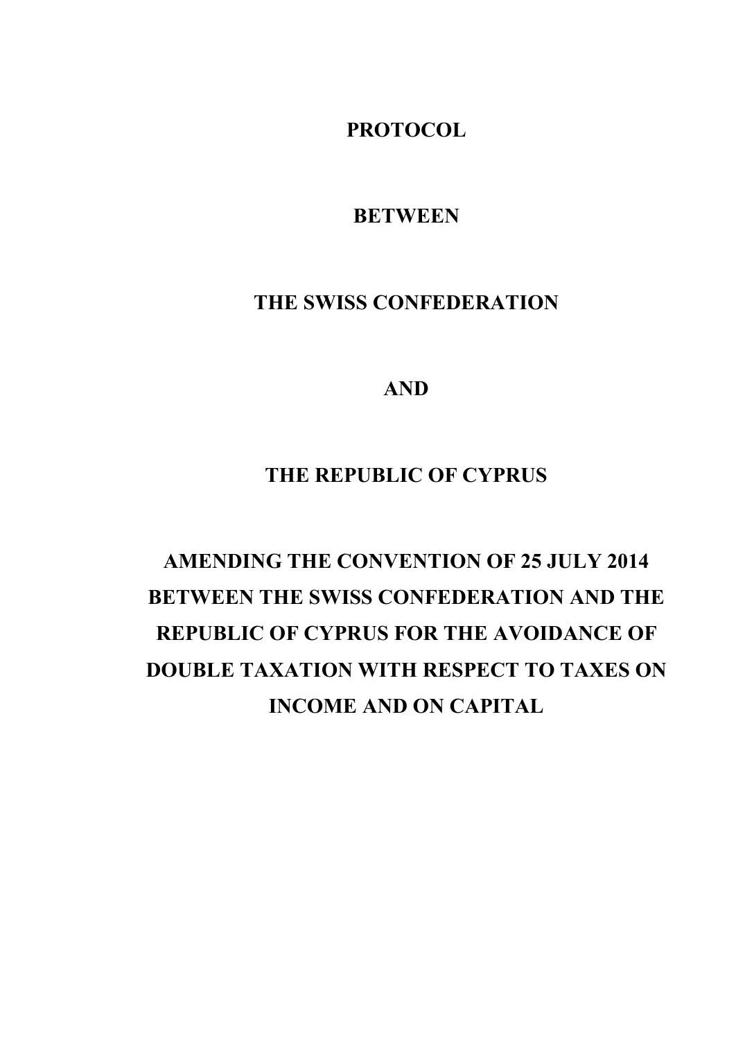# PROTOCOL

## BETWEEN

## THE SWISS CONFEDERATION

## AND

## THE REPUBLIC OF CYPRUS

## AMENDING THE CONVENTION OF 25 JULY 2014 BETWEEN THE SWISS CONFEDERATION AND THE REPUBLIC OF CYPRUS FOR THE AVOIDANCE OF DOUBLE TAXATION WITH RESPECT TO TAXES ON INCOME AND ON CAPITAL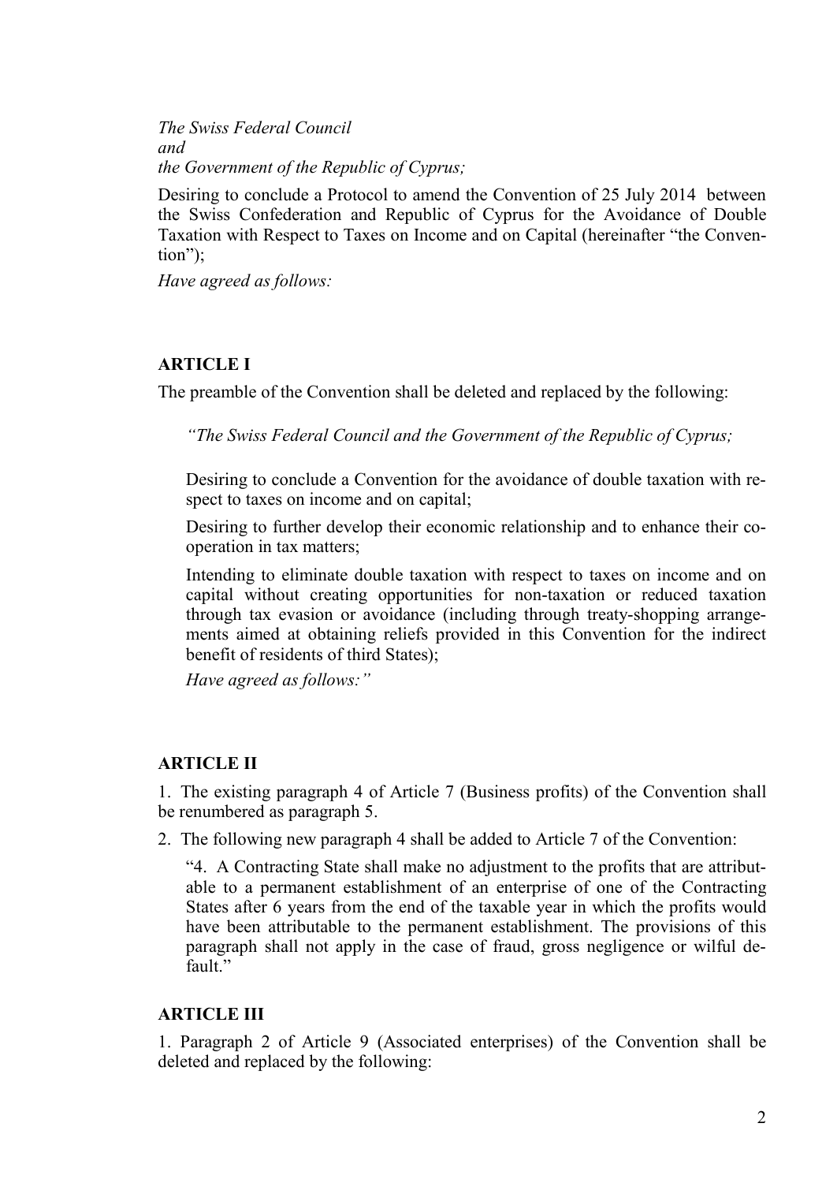*The Swiss Federal Council*
*and*
*the Government of the Republic of Cyprus;*

Desiring to conclude a Protocol to amend the Convention of 25 July 2014 between the Swiss Confederation and Republic of Cyprus for the Avoidance of Double Taxation with Respect to Taxes on Income and on Capital (hereinafter "the Convention");

*Have agreed as follows:*

## ARTICLE I

The preamble of the Convention shall be deleted and replaced by the following:

> *"The Swiss Federal Council and the Government of the Republic of Cyprus;*
>
> Desiring to conclude a Convention for the avoidance of double taxation with respect to taxes on income and on capital;
>
> Desiring to further develop their economic relationship and to enhance their co-operation in tax matters;
>
> Intending to eliminate double taxation with respect to taxes on income and on capital without creating opportunities for non-taxation or reduced taxation through tax evasion or avoidance (including through treaty-shopping arrangements aimed at obtaining reliefs provided in this Convention for the indirect benefit of residents of third States);
>
> *Have agreed as follows:"*

## ARTICLE II

1. The existing paragraph 4 of Article 7 (Business profits) of the Convention shall be renumbered as paragraph 5.
2. The following new paragraph 4 shall be added to Article 7 of the Convention:

> "4. A Contracting State shall make no adjustment to the profits that are attributable to a permanent establishment of an enterprise of one of the Contracting States after 6 years from the end of the taxable year in which the profits would have been attributable to the permanent establishment. The provisions of this paragraph shall not apply in the case of fraud, gross negligence or wilful default."

## ARTICLE III

1. Paragraph 2 of Article 9 (Associated enterprises) of the Convention shall be deleted and replaced by the following: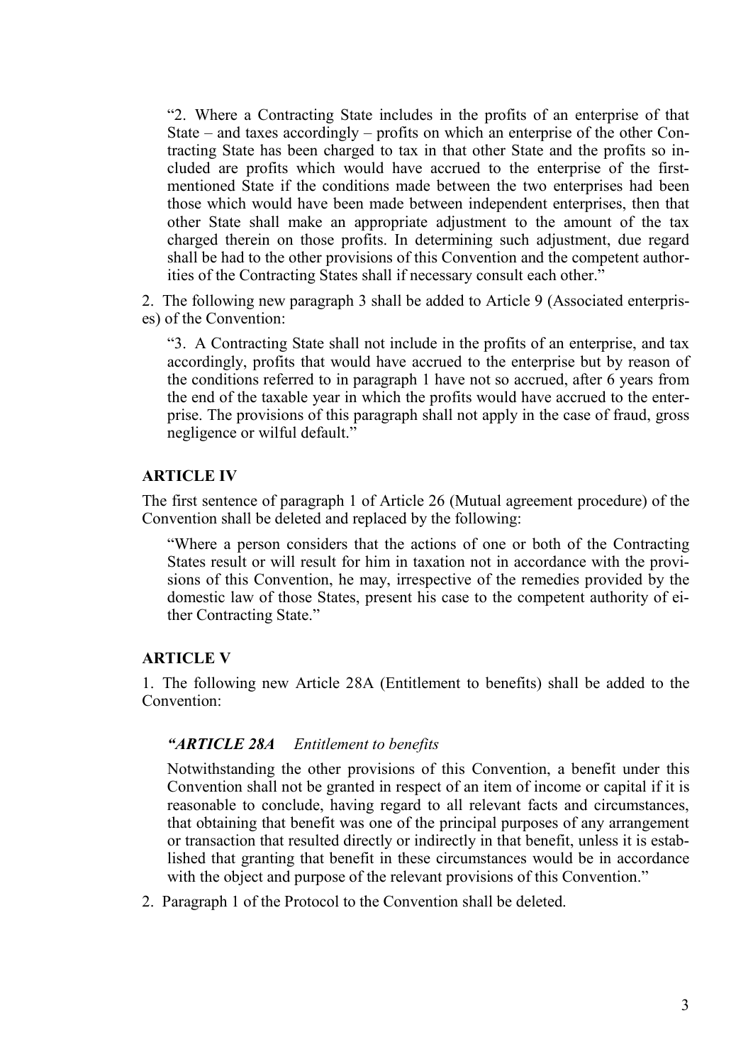"2. Where a Contracting State includes in the profits of an enterprise of that State – and taxes accordingly – profits on which an enterprise of the other Contracting State has been charged to tax in that other State and the profits so included are profits which would have accrued to the enterprise of the first-mentioned State if the conditions made between the two enterprises had been those which would have been made between independent enterprises, then that other State shall make an appropriate adjustment to the amount of the tax charged therein on those profits. In determining such adjustment, due regard shall be had to the other provisions of this Convention and the competent authorities of the Contracting States shall if necessary consult each other."

2. The following new paragraph 3 shall be added to Article 9 (Associated enterprises) of the Convention:

"3. A Contracting State shall not include in the profits of an enterprise, and tax accordingly, profits that would have accrued to the enterprise but by reason of the conditions referred to in paragraph 1 have not so accrued, after 6 years from the end of the taxable year in which the profits would have accrued to the enterprise. The provisions of this paragraph shall not apply in the case of fraud, gross negligence or wilful default."

### ARTICLE IV

The first sentence of paragraph 1 of Article 26 (Mutual agreement procedure) of the Convention shall be deleted and replaced by the following:

"Where a person considers that the actions of one or both of the Contracting States result or will result for him in taxation not in accordance with the provisions of this Convention, he may, irrespective of the remedies provided by the domestic law of those States, present his case to the competent authority of either Contracting State."

### ARTICLE V

1. The following new Article 28A (Entitlement to benefits) shall be added to the Convention:

***"ARTICLE 28A*** *Entitlement to benefits*

Notwithstanding the other provisions of this Convention, a benefit under this Convention shall not be granted in respect of an item of income or capital if it is reasonable to conclude, having regard to all relevant facts and circumstances, that obtaining that benefit was one of the principal purposes of any arrangement or transaction that resulted directly or indirectly in that benefit, unless it is established that granting that benefit in these circumstances would be in accordance with the object and purpose of the relevant provisions of this Convention."

2. Paragraph 1 of the Protocol to the Convention shall be deleted.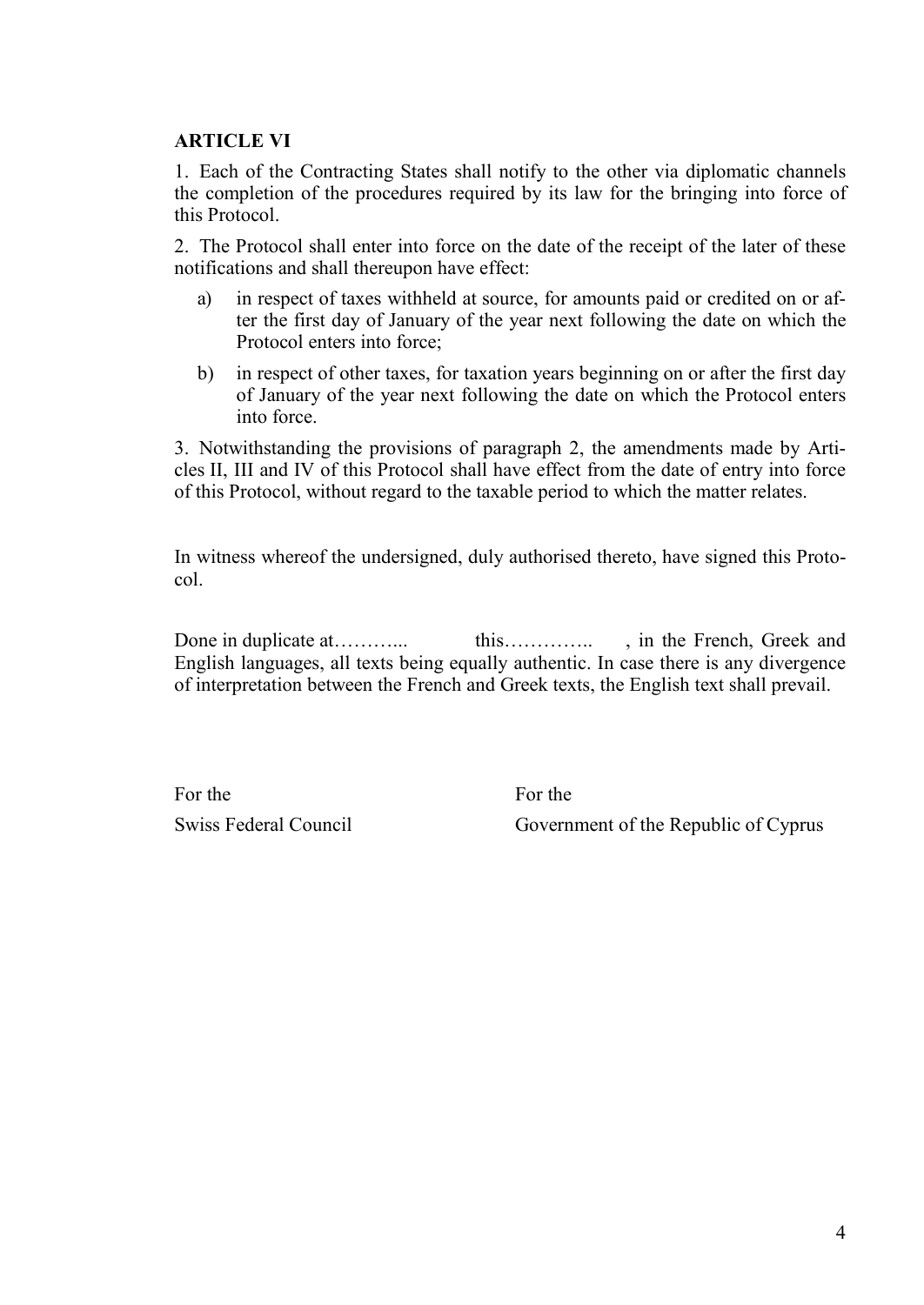**ARTICLE VI**

1. Each of the Contracting States shall notify to the other via diplomatic channels the completion of the procedures required by its law for the bringing into force of this Protocol.

2. The Protocol shall enter into force on the date of the receipt of the later of these notifications and shall thereupon have effect:

a) in respect of taxes withheld at source, for amounts paid or credited on or after the first day of January of the year next following the date on which the Protocol enters into force;

b) in respect of other taxes, for taxation years beginning on or after the first day of January of the year next following the date on which the Protocol enters into force.

3. Notwithstanding the provisions of paragraph 2, the amendments made by Articles II, III and IV of this Protocol shall have effect from the date of entry into force of this Protocol, without regard to the taxable period to which the matter relates.

In witness whereof the undersigned, duly authorised thereto, have signed this Protocol.

Done in duplicate at……….. this………….. , in the French, Greek and English languages, all texts being equally authentic. In case there is any divergence of interpretation between the French and Greek texts, the English text shall prevail.

| | |
|---|---|
| For the | For the |
| Swiss Federal Council | Government of the Republic of Cyprus |